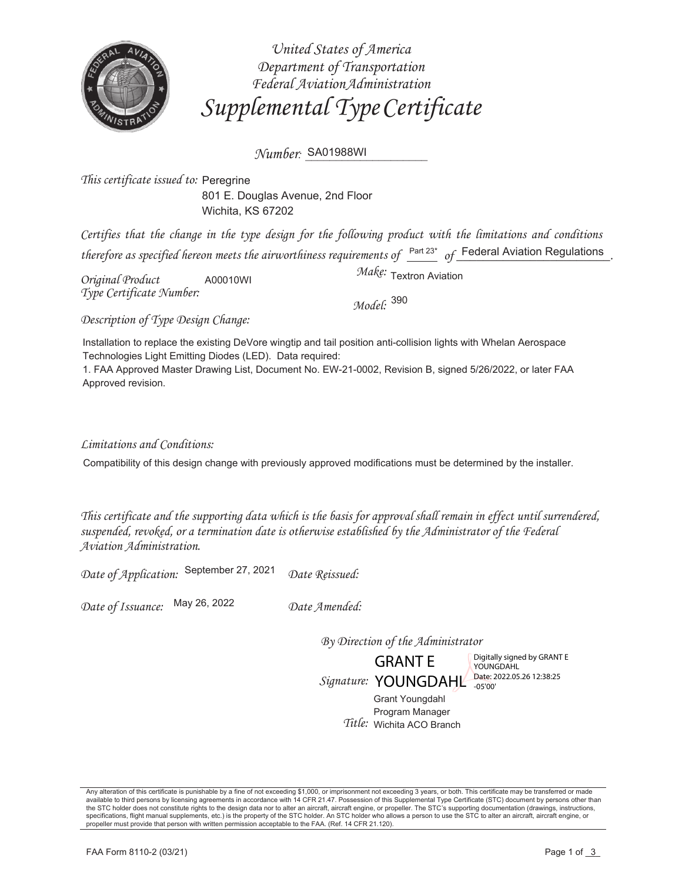United States of America
Department of Transportation
Federal Aviation Administration

# Supplemental Type Certificate

*Number:* SA01988WI

*This certificate issued to:* Peregrine
801 E. Douglas Avenue, 2nd Floor
Wichita, KS 67202

*Certifies that the change in the type design for the following product with the limitations and conditions therefore as specified hereon meets the airworthiness requirements of* Part 23* *of* Federal Aviation Regulations.

*Original Product Type Certificate Number:* A00010WI

*Make:* Textron Aviation

*Model:* 390

*Description of Type Design Change:*

Installation to replace the existing DeVore wingtip and tail position anti-collision lights with Whelan Aerospace Technologies Light Emitting Diodes (LED). Data required:
1. FAA Approved Master Drawing List, Document No. EW-21-0002, Revision B, signed 5/26/2022, or later FAA Approved revision.

*Limitations and Conditions:*

Compatibility of this design change with previously approved modifications must be determined by the installer.

*This certificate and the supporting data which is the basis for approval shall remain in effect until surrendered, suspended, revoked, or a termination date is otherwise established by the Administrator of the Federal Aviation Administration.*

*Date of Application:* September 27, 2021

*Date Reissued:*

*Date of Issuance:* May 26, 2022

*Date Amended:*

*By Direction of the Administrator*

*Signature:* GRANT E YOUNGDAHL
Digitally signed by GRANT E YOUNGDAHL
Date: 2022.05.26 12:38:25 -05'00'

Grant Youngdahl
Program Manager

*Title:* Wichita ACO Branch

Any alteration of this certificate is punishable by a fine of not exceeding $1,000, or imprisonment not exceeding 3 years, or both. This certificate may be transferred or made available to third persons by licensing agreements in accordance with 14 CFR 21.47. Possession of this Supplemental Type Certificate (STC) document by persons other than the STC holder does not constitute rights to the design data nor to alter an aircraft, aircraft engine, or propeller. The STC's supporting documentation (drawings, instructions, specifications, flight manual supplements, etc.) is the property of the STC holder. An STC holder who allows a person to use the STC to alter an aircraft, aircraft engine, or propeller must provide that person with written permission acceptable to the FAA. (Ref. 14 CFR 21.120).

FAA Form 8110-2 (03/21)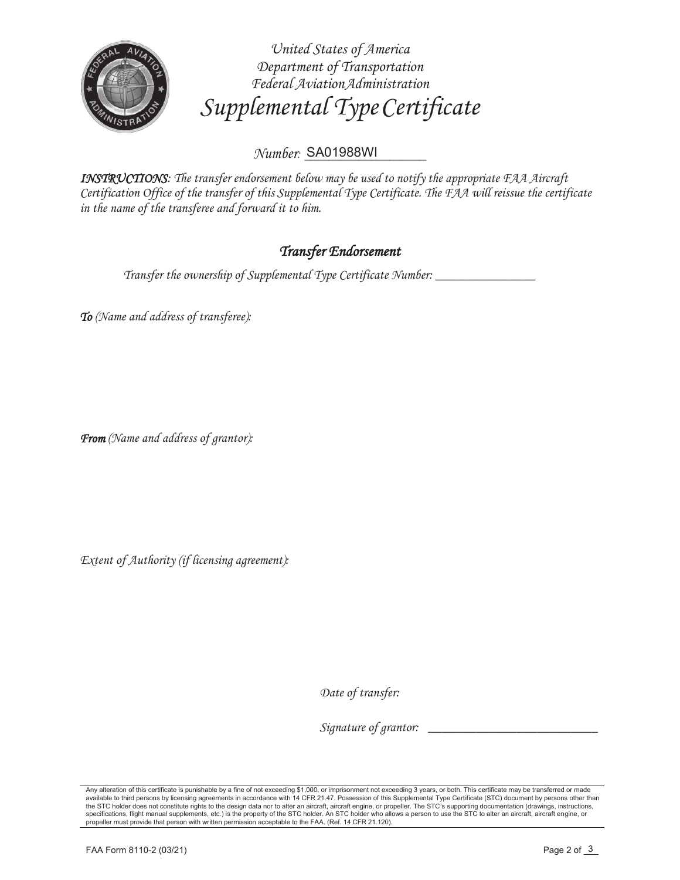*United States of America*
*Department of Transportation*
*Federal Aviation Administration*

# *Supplemental Type Certificate*

*Number:* SA01988WI

***INSTRUCTIONS****: The transfer endorsement below may be used to notify the appropriate FAA Aircraft Certification Office of the transfer of this Supplemental Type Certificate. The FAA will reissue the certificate in the name of the transferee and forward it to him.*

## *Transfer Endorsement*

*Transfer the ownership of Supplemental Type Certificate Number:* ________________

***To*** *(Name and address of transferee):*

***From*** *(Name and address of grantor):*

*Extent of Authority (if licensing agreement):*

*Date of transfer:*

*Signature of grantor:* ____________________________

Any alteration of this certificate is punishable by a fine of not exceeding $1,000, or imprisonment not exceeding 3 years, or both. This certificate may be transferred or made available to third persons by licensing agreements in accordance with 14 CFR 21.47. Possession of this Supplemental Type Certificate (STC) document by persons other than the STC holder does not constitute rights to the design data nor to alter an aircraft, aircraft engine, or propeller. The STC's supporting documentation (drawings, instructions, specifications, flight manual supplements, etc.) is the property of the STC holder. An STC holder who allows a person to use the STC to alter an aircraft, aircraft engine, or propeller must provide that person with written permission acceptable to the FAA. (Ref. 14 CFR 21.120).

FAA Form 8110-2 (03/21)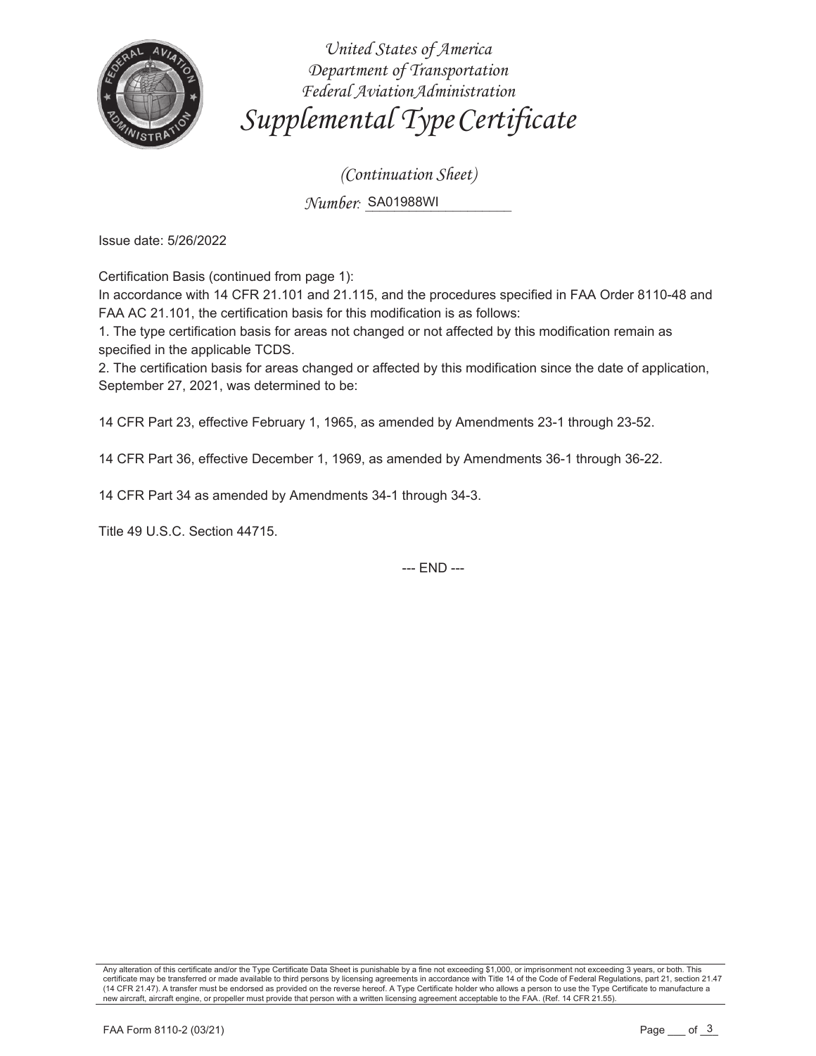United States of America
Department of Transportation
Federal Aviation Administration

# Supplemental Type Certificate

(Continuation Sheet)

Number: SA01988WI

Issue date: 5/26/2022

Certification Basis (continued from page 1):
In accordance with 14 CFR 21.101 and 21.115, and the procedures specified in FAA Order 8110-48 and FAA AC 21.101, the certification basis for this modification is as follows:
1. The type certification basis for areas not changed or not affected by this modification remain as specified in the applicable TCDS.
2. The certification basis for areas changed or affected by this modification since the date of application, September 27, 2021, was determined to be:

14 CFR Part 23, effective February 1, 1965, as amended by Amendments 23-1 through 23-52.

14 CFR Part 36, effective December 1, 1969, as amended by Amendments 36-1 through 36-22.

14 CFR Part 34 as amended by Amendments 34-1 through 34-3.

Title 49 U.S.C. Section 44715.

--- END ---

Any alteration of this certificate and/or the Type Certificate Data Sheet is punishable by a fine not exceeding $1,000, or imprisonment not exceeding 3 years, or both. This certificate may be transferred or made available to third persons by licensing agreements in accordance with Title 14 of the Code of Federal Regulations, part 21, section 21.47 (14 CFR 21.47). A transfer must be endorsed as provided on the reverse hereof. A Type Certificate holder who allows a person to use the Type Certificate to manufacture a new aircraft, aircraft engine, or propeller must provide that person with a written licensing agreement acceptable to the FAA. (Ref. 14 CFR 21.55).

FAA Form 8110-2 (03/21)